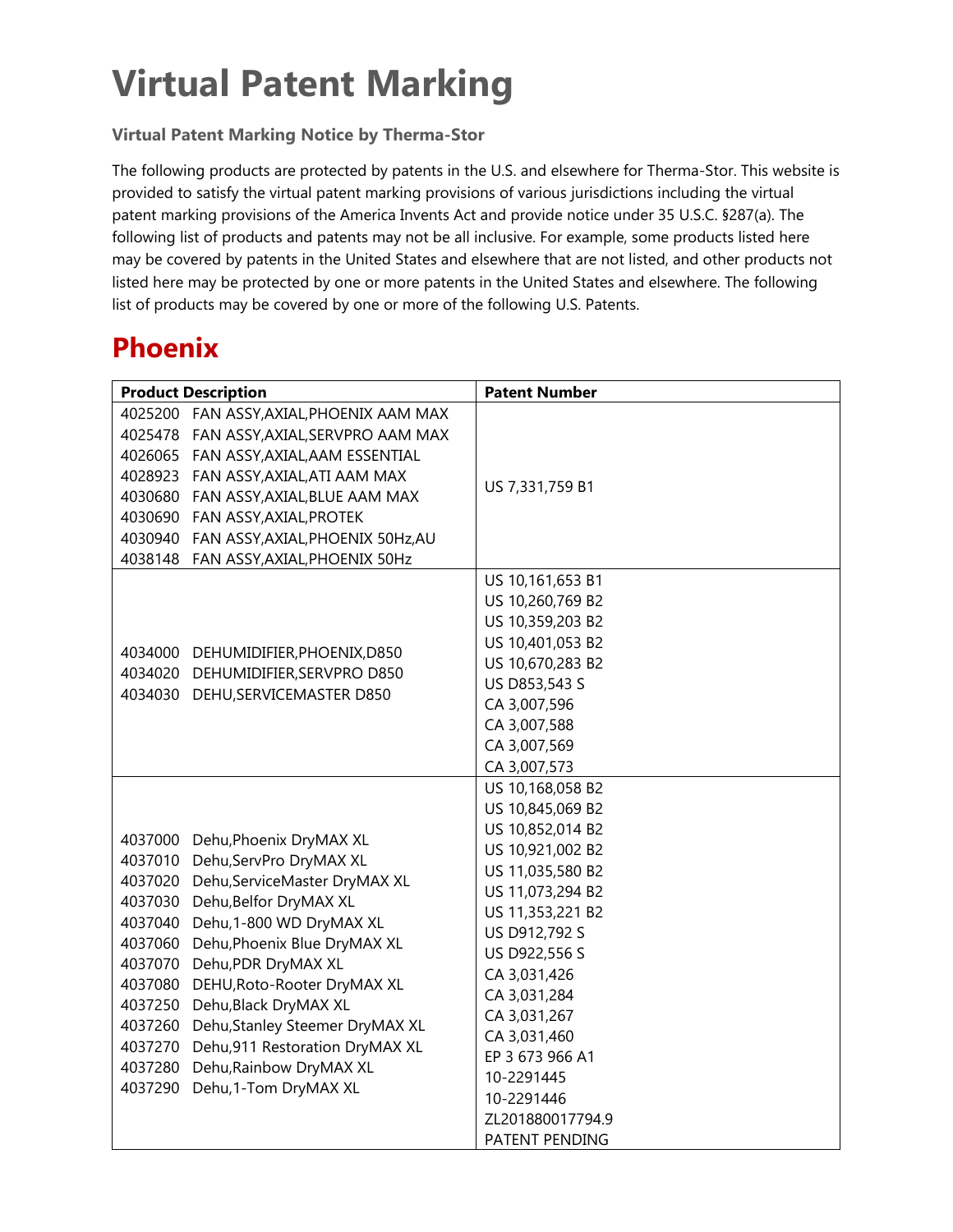# Virtual Patent Marking

**Virtual Patent Marking Notice by Therma-Stor**

The following products are protected by patents in the U.S. and elsewhere for Therma-Stor. This website is provided to satisfy the virtual patent marking provisions of various jurisdictions including the virtual patent marking provisions of the America Invents Act and provide notice under 35 U.S.C. §287(a). The following list of products and patents may not be all inclusive. For example, some products listed here may be covered by patents in the United States and elsewhere that are not listed, and other products not listed here may be protected by one or more patents in the United States and elsewhere. The following list of products may be covered by one or more of the following U.S. Patents.

## Phoenix

| Product Description | Patent Number |
|---|---|
| 4025200 FAN ASSY,AXIAL,PHOENIX AAM MAX<br>4025478 FAN ASSY,AXIAL,SERVPRO AAM MAX<br>4026065 FAN ASSY,AXIAL,AAM ESSENTIAL<br>4028923 FAN ASSY,AXIAL,ATI AAM MAX<br>4030680 FAN ASSY,AXIAL,BLUE AAM MAX<br>4030690 FAN ASSY,AXIAL,PROTEK<br>4030940 FAN ASSY,AXIAL,PHOENIX 50Hz,AU<br>4038148 FAN ASSY,AXIAL,PHOENIX 50Hz | US 7,331,759 B1 |
| 4034000 DEHUMIDIFIER,PHOENIX,D850<br>4034020 DEHUMIDIFIER,SERVPRO D850<br>4034030 DEHU,SERVICEMASTER D850 | US 10,161,653 B1<br>US 10,260,769 B2<br>US 10,359,203 B2<br>US 10,401,053 B2<br>US 10,670,283 B2<br>US D853,543 S<br>CA 3,007,596<br>CA 3,007,588<br>CA 3,007,569<br>CA 3,007,573 |
| 4037000 Dehu,Phoenix DryMAX XL<br>4037010 Dehu,ServPro DryMAX XL<br>4037020 Dehu,ServiceMaster DryMAX XL<br>4037030 Dehu,Belfor DryMAX XL<br>4037040 Dehu,1-800 WD DryMAX XL<br>4037060 Dehu,Phoenix Blue DryMAX XL<br>4037070 Dehu,PDR DryMAX XL<br>4037080 DEHU,Roto-Rooter DryMAX XL<br>4037250 Dehu,Black DryMAX XL<br>4037260 Dehu,Stanley Steemer DryMAX XL<br>4037270 Dehu,911 Restoration DryMAX XL<br>4037280 Dehu,Rainbow DryMAX XL<br>4037290 Dehu,1-Tom DryMAX XL | US 10,168,058 B2<br>US 10,845,069 B2<br>US 10,852,014 B2<br>US 10,921,002 B2<br>US 11,035,580 B2<br>US 11,073,294 B2<br>US 11,353,221 B2<br>US D912,792 S<br>US D922,556 S<br>CA 3,031,426<br>CA 3,031,284<br>CA 3,031,267<br>CA 3,031,460<br>EP 3 673 966 A1<br>10-2291445<br>10-2291446<br>ZL201880017794.9<br>PATENT PENDING |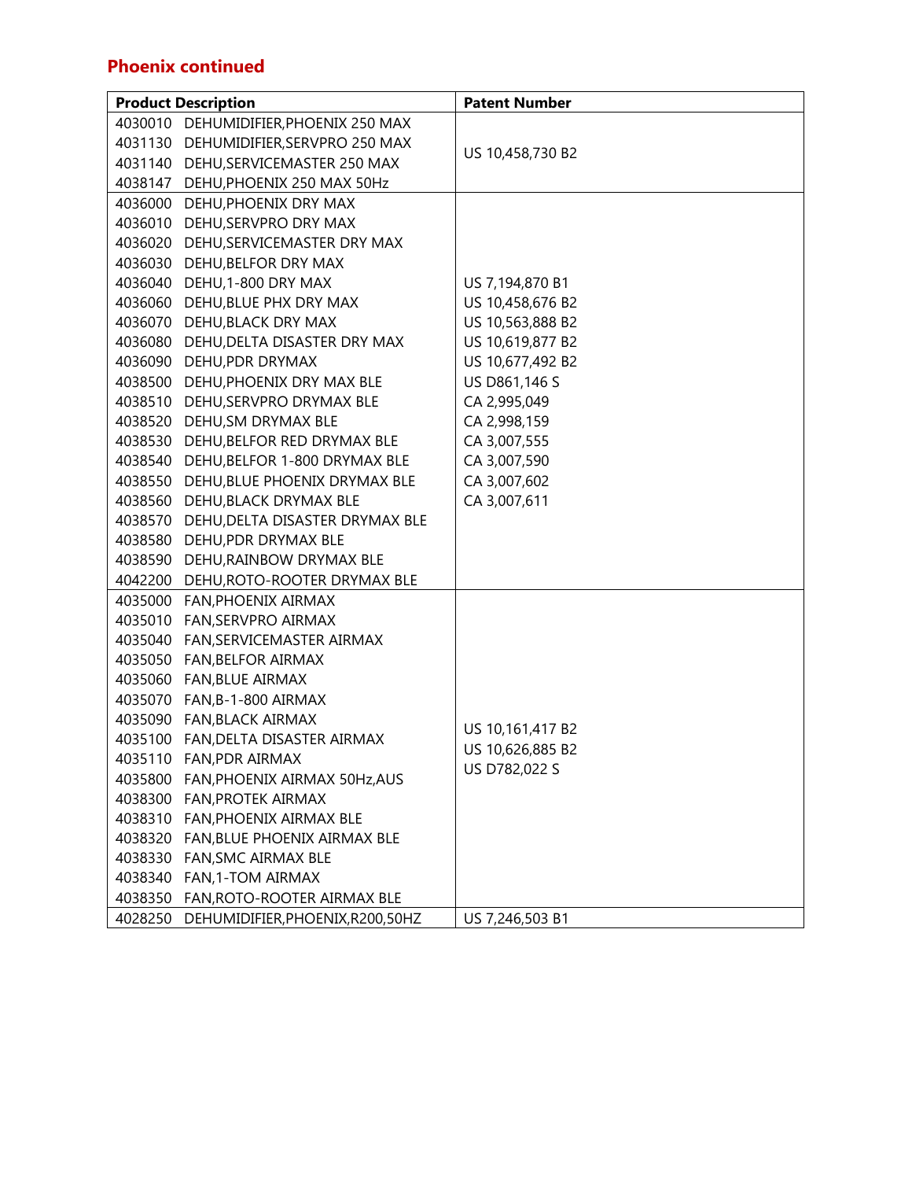## Phoenix continued

| Product Description | Patent Number |
|---|---|
| 4030010 DEHUMIDIFIER,PHOENIX 250 MAX<br>4031130 DEHUMIDIFIER,SERVPRO 250 MAX<br>4031140 DEHU,SERVICEMASTER 250 MAX<br>4038147 DEHU,PHOENIX 250 MAX 50Hz | US 10,458,730 B2 |
| 4036000 DEHU,PHOENIX DRY MAX<br>4036010 DEHU,SERVPRO DRY MAX<br>4036020 DEHU,SERVICEMASTER DRY MAX<br>4036030 DEHU,BELFOR DRY MAX<br>4036040 DEHU,1-800 DRY MAX<br>4036060 DEHU,BLUE PHX DRY MAX<br>4036070 DEHU,BLACK DRY MAX<br>4036080 DEHU,DELTA DISASTER DRY MAX<br>4036090 DEHU,PDR DRYMAX<br>4038500 DEHU,PHOENIX DRY MAX BLE<br>4038510 DEHU,SERVPRO DRYMAX BLE<br>4038520 DEHU,SM DRYMAX BLE<br>4038530 DEHU,BELFOR RED DRYMAX BLE<br>4038540 DEHU,BELFOR 1-800 DRYMAX BLE<br>4038550 DEHU,BLUE PHOENIX DRYMAX BLE<br>4038560 DEHU,BLACK DRYMAX BLE<br>4038570 DEHU,DELTA DISASTER DRYMAX BLE<br>4038580 DEHU,PDR DRYMAX BLE<br>4038590 DEHU,RAINBOW DRYMAX BLE<br>4042200 DEHU,ROTO-ROOTER DRYMAX BLE | US 7,194,870 B1<br>US 10,458,676 B2<br>US 10,563,888 B2<br>US 10,619,877 B2<br>US 10,677,492 B2<br>US D861,146 S<br>CA 2,995,049<br>CA 2,998,159<br>CA 3,007,555<br>CA 3,007,590<br>CA 3,007,602<br>CA 3,007,611 |
| 4035000 FAN,PHOENIX AIRMAX<br>4035010 FAN,SERVPRO AIRMAX<br>4035040 FAN,SERVICEMASTER AIRMAX<br>4035050 FAN,BELFOR AIRMAX<br>4035060 FAN,BLUE AIRMAX<br>4035070 FAN,B-1-800 AIRMAX<br>4035090 FAN,BLACK AIRMAX<br>4035100 FAN,DELTA DISASTER AIRMAX<br>4035110 FAN,PDR AIRMAX<br>4035800 FAN,PHOENIX AIRMAX 50Hz,AUS<br>4038300 FAN,PROTEK AIRMAX<br>4038310 FAN,PHOENIX AIRMAX BLE<br>4038320 FAN,BLUE PHOENIX AIRMAX BLE<br>4038330 FAN,SMC AIRMAX BLE<br>4038340 FAN,1-TOM AIRMAX<br>4038350 FAN,ROTO-ROOTER AIRMAX BLE | US 10,161,417 B2<br>US 10,626,885 B2<br>US D782,022 S |
| 4028250 DEHUMIDIFIER,PHOENIX,R200,50HZ | US 7,246,503 B1 |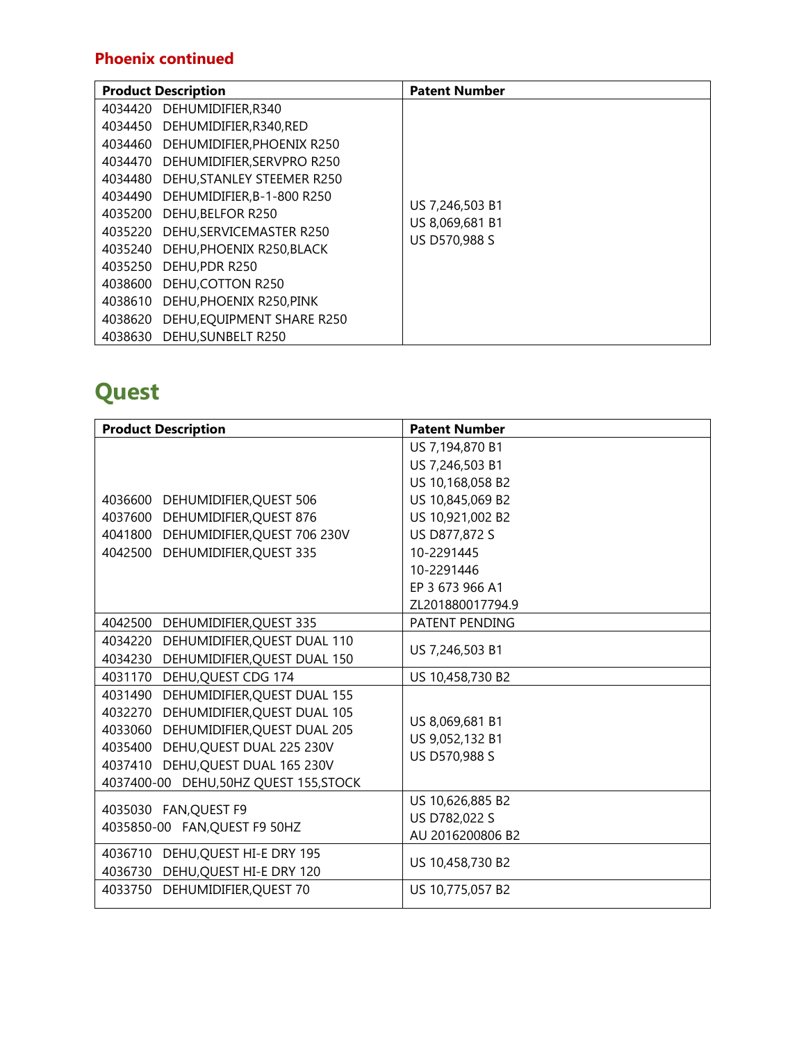### Phoenix continued

| Product Description | Patent Number |
| --- | --- |
| 4034420 DEHUMIDIFIER,R340<br>4034450 DEHUMIDIFIER,R340,RED<br>4034460 DEHUMIDIFIER,PHOENIX R250<br>4034470 DEHUMIDIFIER,SERVPRO R250<br>4034480 DEHU,STANLEY STEEMER R250<br>4034490 DEHUMIDIFIER,B-1-800 R250<br>4035200 DEHU,BELFOR R250<br>4035220 DEHU,SERVICEMASTER R250<br>4035240 DEHU,PHOENIX R250,BLACK<br>4035250 DEHU,PDR R250<br>4038600 DEHU,COTTON R250<br>4038610 DEHU,PHOENIX R250,PINK<br>4038620 DEHU,EQUIPMENT SHARE R250<br>4038630 DEHU,SUNBELT R250 | US 7,246,503 B1<br>US 8,069,681 B1<br>US D570,988 S |

# Quest

| Product Description | Patent Number |
| --- | --- |
| 4036600 DEHUMIDIFIER,QUEST 506<br>4037600 DEHUMIDIFIER,QUEST 876<br>4041800 DEHUMIDIFIER,QUEST 706 230V<br>4042500 DEHUMIDIFIER,QUEST 335 | US 7,194,870 B1<br>US 7,246,503 B1<br>US 10,168,058 B2<br>US 10,845,069 B2<br>US 10,921,002 B2<br>US D877,872 S<br>10-2291445<br>10-2291446<br>EP 3 673 966 A1<br>ZL201880017794.9 |
| 4042500 DEHUMIDIFIER,QUEST 335 | PATENT PENDING |
| 4034220 DEHUMIDIFIER,QUEST DUAL 110<br>4034230 DEHUMIDIFIER,QUEST DUAL 150 | US 7,246,503 B1 |
| 4031170 DEHU,QUEST CDG 174 | US 10,458,730 B2 |
| 4031490 DEHUMIDIFIER,QUEST DUAL 155<br>4032270 DEHUMIDIFIER,QUEST DUAL 105<br>4033060 DEHUMIDIFIER,QUEST DUAL 205<br>4035400 DEHU,QUEST DUAL 225 230V<br>4037410 DEHU,QUEST DUAL 165 230V<br>4037400-00 DEHU,50HZ QUEST 155,STOCK | US 8,069,681 B1<br>US 9,052,132 B1<br>US D570,988 S |
| 4035030 FAN,QUEST F9<br>4035850-00 FAN,QUEST F9 50HZ | US 10,626,885 B2<br>US D782,022 S<br>AU 2016200806 B2 |
| 4036710 DEHU,QUEST HI-E DRY 195<br>4036730 DEHU,QUEST HI-E DRY 120 | US 10,458,730 B2 |
| 4033750 DEHUMIDIFIER,QUEST 70 | US 10,775,057 B2 |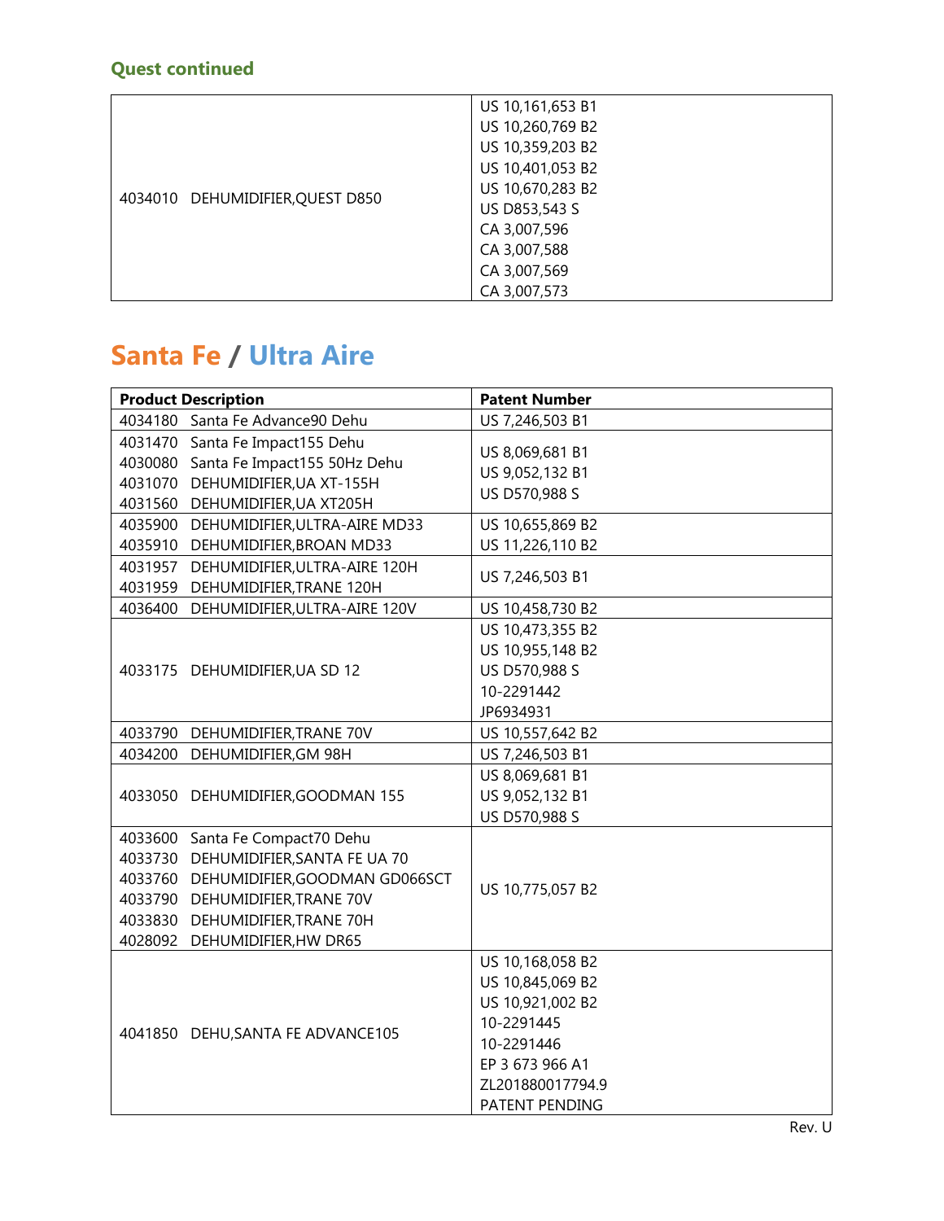### Quest continued

| | |
|---|---|
| 4034010 DEHUMIDIFIER,QUEST D850 | US 10,161,653 B1<br>US 10,260,769 B2<br>US 10,359,203 B2<br>US 10,401,053 B2<br>US 10,670,283 B2<br>US D853,543 S<br>CA 3,007,596<br>CA 3,007,588<br>CA 3,007,569<br>CA 3,007,573 |

# Santa Fe / Ultra Aire

| Product Description | Patent Number |
|---|---|
| 4034180 Santa Fe Advance90 Dehu | US 7,246,503 B1 |
| 4031470 Santa Fe Impact155 Dehu<br>4030080 Santa Fe Impact155 50Hz Dehu<br>4031070 DEHUMIDIFIER,UA XT-155H<br>4031560 DEHUMIDIFIER,UA XT205H | US 8,069,681 B1<br>US 9,052,132 B1<br>US D570,988 S |
| 4035900 DEHUMIDIFIER,ULTRA-AIRE MD33<br>4035910 DEHUMIDIFIER,BROAN MD33 | US 10,655,869 B2<br>US 11,226,110 B2 |
| 4031957 DEHUMIDIFIER,ULTRA-AIRE 120H<br>4031959 DEHUMIDIFIER,TRANE 120H | US 7,246,503 B1 |
| 4036400 DEHUMIDIFIER,ULTRA-AIRE 120V | US 10,458,730 B2 |
| 4033175 DEHUMIDIFIER,UA SD 12 | US 10,473,355 B2<br>US 10,955,148 B2<br>US D570,988 S<br>10-2291442<br>JP6934931 |
| 4033790 DEHUMIDIFIER,TRANE 70V | US 10,557,642 B2 |
| 4034200 DEHUMIDIFIER,GM 98H | US 7,246,503 B1 |
| 4033050 DEHUMIDIFIER,GOODMAN 155 | US 8,069,681 B1<br>US 9,052,132 B1<br>US D570,988 S |
| 4033600 Santa Fe Compact70 Dehu<br>4033730 DEHUMIDIFIER,SANTA FE UA 70<br>4033760 DEHUMIDIFIER,GOODMAN GD066SCT<br>4033790 DEHUMIDIFIER,TRANE 70V<br>4033830 DEHUMIDIFIER,TRANE 70H<br>4028092 DEHUMIDIFIER,HW DR65 | US 10,775,057 B2 |
| 4041850 DEHU,SANTA FE ADVANCE105 | US 10,168,058 B2<br>US 10,845,069 B2<br>US 10,921,002 B2<br>10-2291445<br>10-2291446<br>EP 3 673 966 A1<br>ZL201880017794.9<br>PATENT PENDING |

Rev. U